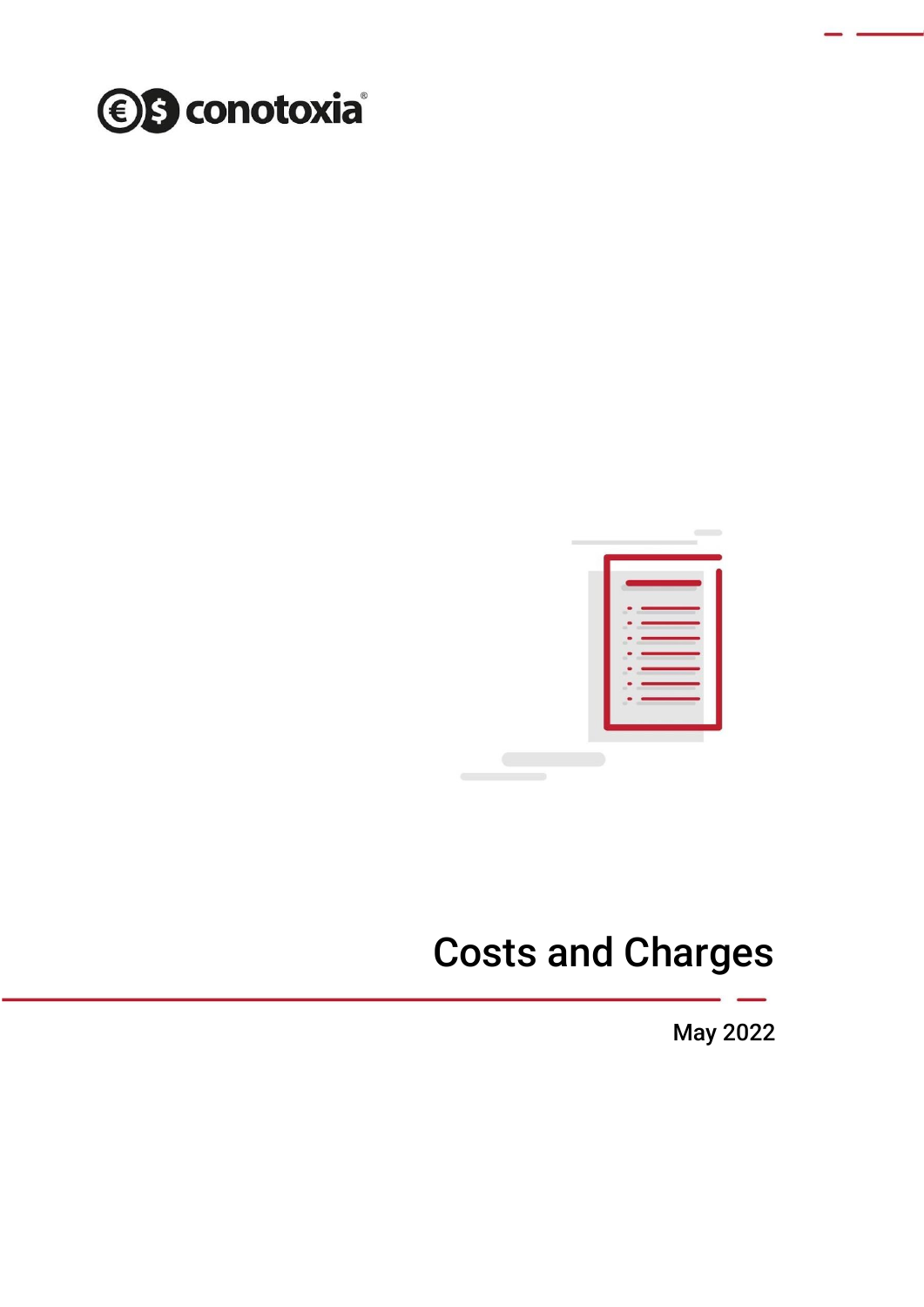conotoxia®

# Costs and Charges

May 2022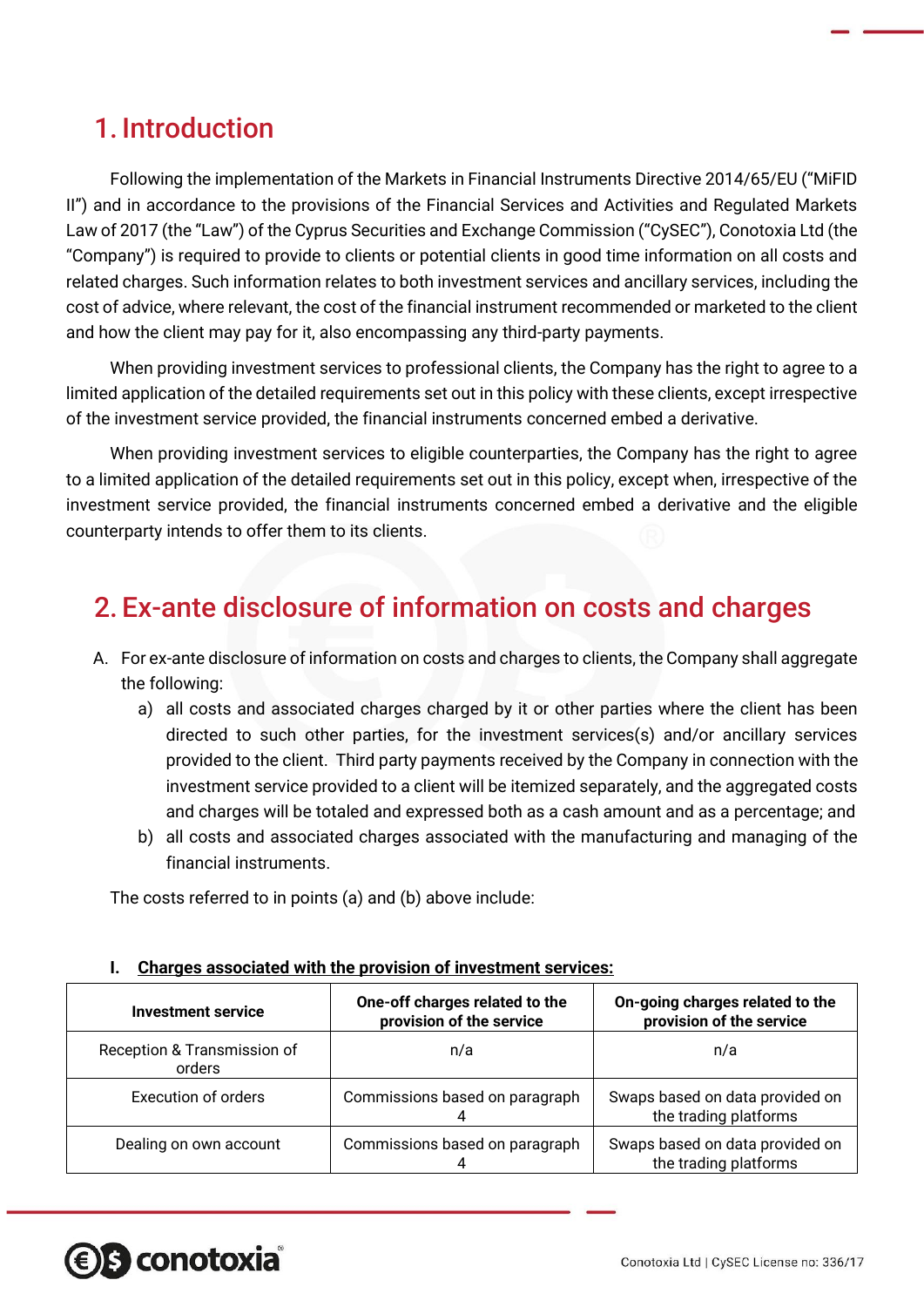# 1. Introduction

Following the implementation of the Markets in Financial Instruments Directive 2014/65/EU ("MiFID II") and in accordance to the provisions of the Financial Services and Activities and Regulated Markets Law of 2017 (the "Law") of the Cyprus Securities and Exchange Commission ("CySEC"), Conotoxia Ltd (the "Company") is required to provide to clients or potential clients in good time information on all costs and related charges. Such information relates to both investment services and ancillary services, including the cost of advice, where relevant, the cost of the financial instrument recommended or marketed to the client and how the client may pay for it, also encompassing any third-party payments.

When providing investment services to professional clients, the Company has the right to agree to a limited application of the detailed requirements set out in this policy with these clients, except irrespective of the investment service provided, the financial instruments concerned embed a derivative.

When providing investment services to eligible counterparties, the Company has the right to agree to a limited application of the detailed requirements set out in this policy, except when, irrespective of the investment service provided, the financial instruments concerned embed a derivative and the eligible counterparty intends to offer them to its clients.

# 2. Ex-ante disclosure of information on costs and charges

A. For ex-ante disclosure of information on costs and charges to clients, the Company shall aggregate the following:
   a) all costs and associated charges charged by it or other parties where the client has been directed to such other parties, for the investment services(s) and/or ancillary services provided to the client. Third party payments received by the Company in connection with the investment service provided to a client will be itemized separately, and the aggregated costs and charges will be totaled and expressed both as a cash amount and as a percentage; and
   b) all costs and associated charges associated with the manufacturing and managing of the financial instruments.

The costs referred to in points (a) and (b) above include:

**I. Charges associated with the provision of investment services:**

| Investment service | One-off charges related to the provision of the service | On-going charges related to the provision of the service |
|---|---|---|
| Reception & Transmission of orders | n/a | n/a |
| Execution of orders | Commissions based on paragraph 4 | Swaps based on data provided on the trading platforms |
| Dealing on own account | Commissions based on paragraph 4 | Swaps based on data provided on the trading platforms |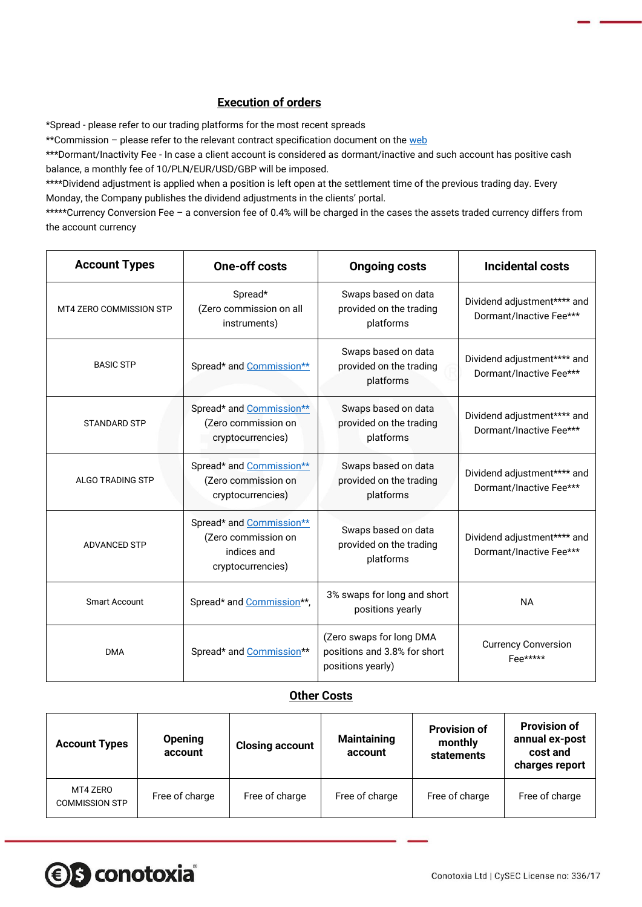## Execution of orders

*Spread - please refer to our trading platforms for the most recent spreads
**Commission – please refer to the relevant contract specification document on the web
***Dormant/Inactivity Fee - In case a client account is considered as dormant/inactive and such account has positive cash balance, a monthly fee of 10/PLN/EUR/USD/GBP will be imposed.
****Dividend adjustment is applied when a position is left open at the settlement time of the previous trading day. Every Monday, the Company publishes the dividend adjustments in the clients' portal.
*****Currency Conversion Fee – a conversion fee of 0.4% will be charged in the cases the assets traded currency differs from the account currency

| Account Types | One-off costs | Ongoing costs | Incidental costs |
|---|---|---|---|
| MT4 ZERO COMMISSION STP | Spread* (Zero commission on all instruments) | Swaps based on data provided on the trading platforms | Dividend adjustment**** and Dormant/Inactive Fee*** |
| BASIC STP | Spread* and Commission** | Swaps based on data provided on the trading platforms | Dividend adjustment**** and Dormant/Inactive Fee*** |
| STANDARD STP | Spread* and Commission** (Zero commission on cryptocurrencies) | Swaps based on data provided on the trading platforms | Dividend adjustment**** and Dormant/Inactive Fee*** |
| ALGO TRADING STP | Spread* and Commission** (Zero commission on cryptocurrencies) | Swaps based on data provided on the trading platforms | Dividend adjustment**** and Dormant/Inactive Fee*** |
| ADVANCED STP | Spread* and Commission** (Zero commission on indices and cryptocurrencies) | Swaps based on data provided on the trading platforms | Dividend adjustment**** and Dormant/Inactive Fee*** |
| Smart Account | Spread* and Commission**, | 3% swaps for long and short positions yearly | NA |
| DMA | Spread* and Commission** | (Zero swaps for long DMA positions and 3.8% for short positions yearly) | Currency Conversion Fee***** |

## Other Costs

| Account Types | Opening account | Closing account | Maintaining account | Provision of monthly statements | Provision of annual ex-post cost and charges report |
|---|---|---|---|---|---|
| MT4 ZERO COMMISSION STP | Free of charge | Free of charge | Free of charge | Free of charge | Free of charge |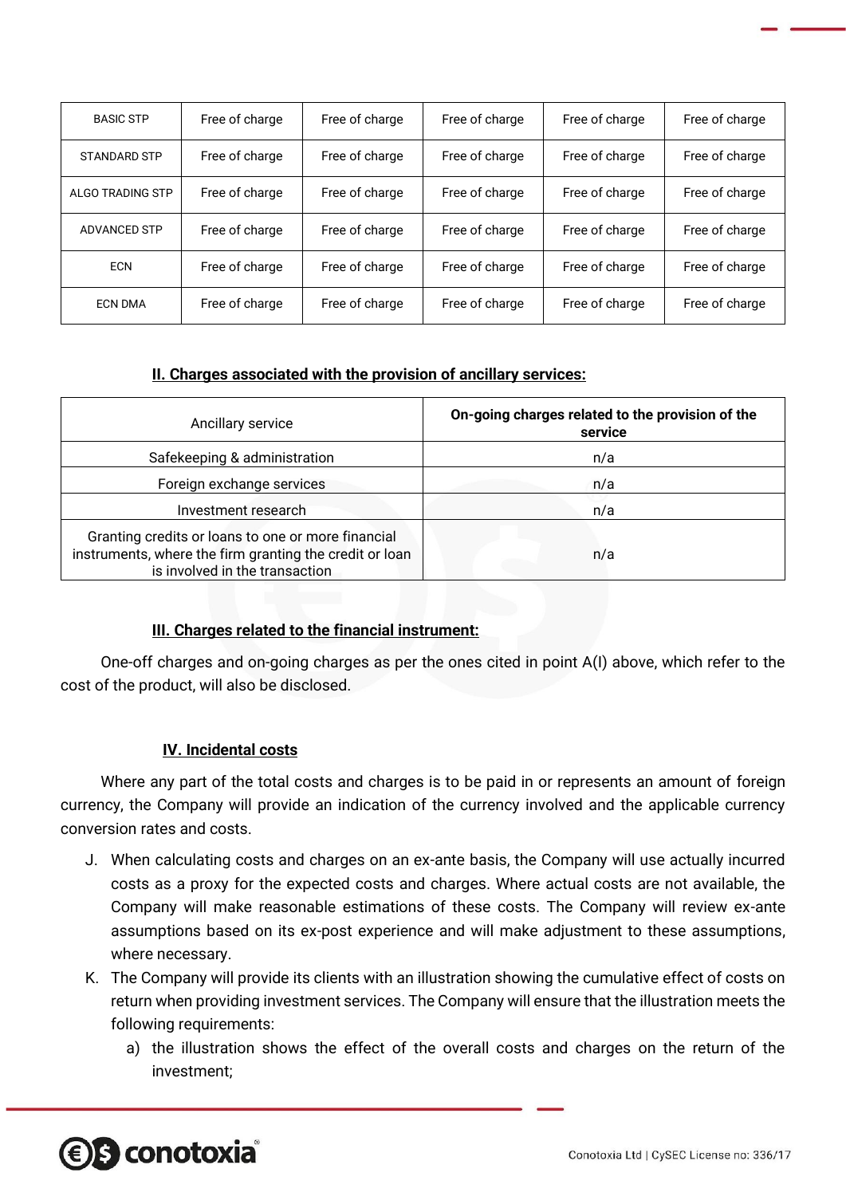| BASIC STP | Free of charge | Free of charge | Free of charge | Free of charge | Free of charge |
|---|---|---|---|---|---|
| STANDARD STP | Free of charge | Free of charge | Free of charge | Free of charge | Free of charge |
| ALGO TRADING STP | Free of charge | Free of charge | Free of charge | Free of charge | Free of charge |
| ADVANCED STP | Free of charge | Free of charge | Free of charge | Free of charge | Free of charge |
| ECN | Free of charge | Free of charge | Free of charge | Free of charge | Free of charge |
| ECN DMA | Free of charge | Free of charge | Free of charge | Free of charge | Free of charge |

**II. Charges associated with the provision of ancillary services:**

| Ancillary service | **On-going charges related to the provision of the service** |
|---|---|
| Safekeeping & administration | n/a |
| Foreign exchange services | n/a |
| Investment research | n/a |
| Granting credits or loans to one or more financial instruments, where the firm granting the credit or loan is involved in the transaction | n/a |

**III. Charges related to the financial instrument:**

One-off charges and on-going charges as per the ones cited in point A(I) above, which refer to the cost of the product, will also be disclosed.

**IV. Incidental costs**

Where any part of the total costs and charges is to be paid in or represents an amount of foreign currency, the Company will provide an indication of the currency involved and the applicable currency conversion rates and costs.

J. When calculating costs and charges on an ex-ante basis, the Company will use actually incurred costs as a proxy for the expected costs and charges. Where actual costs are not available, the Company will make reasonable estimations of these costs. The Company will review ex-ante assumptions based on its ex-post experience and will make adjustment to these assumptions, where necessary.

K. The Company will provide its clients with an illustration showing the cumulative effect of costs on return when providing investment services. The Company will ensure that the illustration meets the following requirements:

   a) the illustration shows the effect of the overall costs and charges on the return of the investment;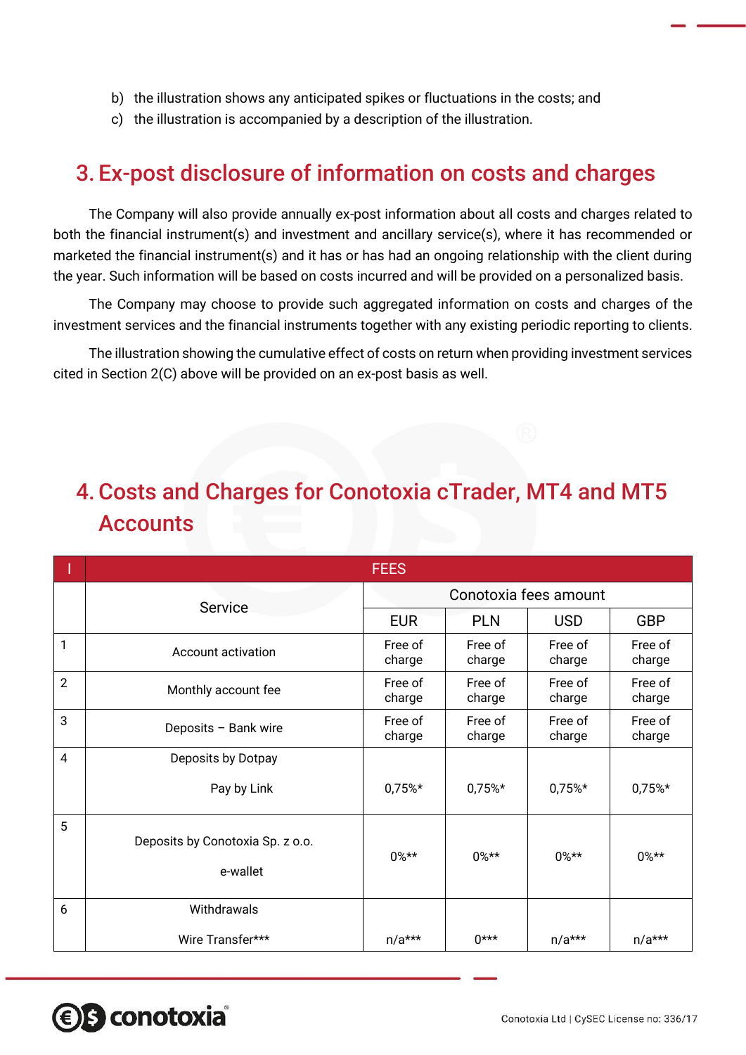b) the illustration shows any anticipated spikes or fluctuations in the costs; and
c) the illustration is accompanied by a description of the illustration.

## 3. Ex-post disclosure of information on costs and charges

The Company will also provide annually ex-post information about all costs and charges related to both the financial instrument(s) and investment and ancillary service(s), where it has recommended or marketed the financial instrument(s) and it has or has had an ongoing relationship with the client during the year. Such information will be based on costs incurred and will be provided on a personalized basis.

The Company may choose to provide such aggregated information on costs and charges of the investment services and the financial instruments together with any existing periodic reporting to clients.

The illustration showing the cumulative effect of costs on return when providing investment services cited in Section 2(C) above will be provided on an ex-post basis as well.

## 4. Costs and Charges for Conotoxia cTrader, MT4 and MT5 Accounts

| I | FEES | | | | |
|---|---|---|---|---|---|
| | Service | Conotoxia fees amount | | | |
| | | EUR | PLN | USD | GBP |
| 1 | Account activation | Free of charge | Free of charge | Free of charge | Free of charge |
| 2 | Monthly account fee | Free of charge | Free of charge | Free of charge | Free of charge |
| 3 | Deposits – Bank wire | Free of charge | Free of charge | Free of charge | Free of charge |
| 4 | Deposits by Dotpay<br>Pay by Link | 0,75%* | 0,75%* | 0,75%* | 0,75%* |
| 5 | Deposits by Conotoxia Sp. z o.o.<br>e-wallet | 0%** | 0%** | 0%** | 0%** |
| 6 | Withdrawals<br>Wire Transfer*** | n/a*** | 0*** | n/a*** | n/a*** |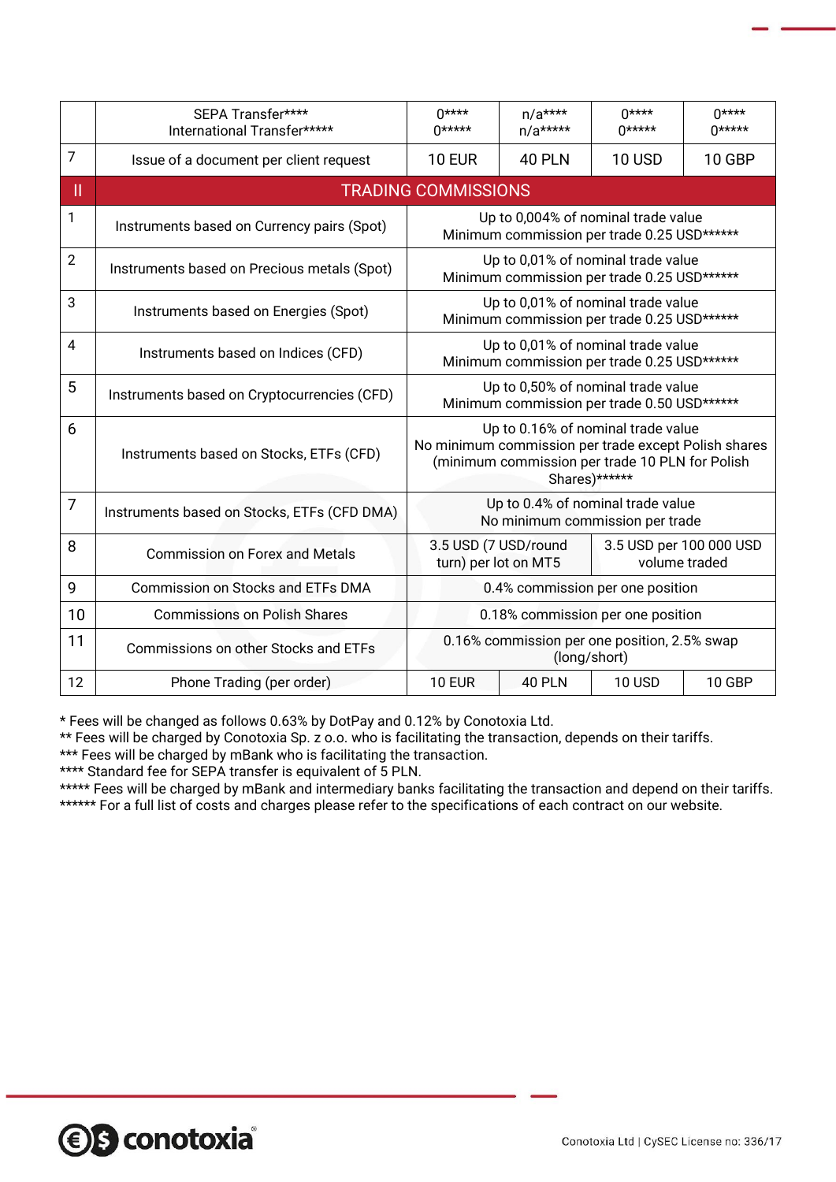| | | | | | |
|---|---|---|---|---|---|
| | SEPA Transfer****<br>International Transfer***** | 0****<br>0***** | n/a****<br>n/a***** | 0****<br>0***** | 0****<br>0***** |
| 7 | Issue of a document per client request | 10 EUR | 40 PLN | 10 USD | 10 GBP |
| II | TRADING COMMISSIONS | | | | |
| 1 | Instruments based on Currency pairs (Spot) | Up to 0,004% of nominal trade value<br>Minimum commission per trade 0.25 USD****** | | | |
| 2 | Instruments based on Precious metals (Spot) | Up to 0,01% of nominal trade value<br>Minimum commission per trade 0.25 USD****** | | | |
| 3 | Instruments based on Energies (Spot) | Up to 0,01% of nominal trade value<br>Minimum commission per trade 0.25 USD****** | | | |
| 4 | Instruments based on Indices (CFD) | Up to 0,01% of nominal trade value<br>Minimum commission per trade 0.25 USD****** | | | |
| 5 | Instruments based on Cryptocurrencies (CFD) | Up to 0,50% of nominal trade value<br>Minimum commission per trade 0.50 USD****** | | | |
| 6 | Instruments based on Stocks, ETFs (CFD) | Up to 0.16% of nominal trade value<br>No minimum commission per trade except Polish shares (minimum commission per trade 10 PLN for Polish Shares)****** | | | |
| 7 | Instruments based on Stocks, ETFs (CFD DMA) | Up to 0.4% of nominal trade value<br>No minimum commission per trade | | | |
| 8 | Commission on Forex and Metals | 3.5 USD (7 USD/round turn) per lot on MT5 | | 3.5 USD per 100 000 USD volume traded | |
| 9 | Commission on Stocks and ETFs DMA | 0.4% commission per one position | | | |
| 10 | Commissions on Polish Shares | 0.18% commission per one position | | | |
| 11 | Commissions on other Stocks and ETFs | 0.16% commission per one position, 2.5% swap (long/short) | | | |
| 12 | Phone Trading (per order) | 10 EUR | 40 PLN | 10 USD | 10 GBP |

* Fees will be changed as follows 0.63% by DotPay and 0.12% by Conotoxia Ltd.
** Fees will be charged by Conotoxia Sp. z o.o. who is facilitating the transaction, depends on their tariffs.
*** Fees will be charged by mBank who is facilitating the transaction.
**** Standard fee for SEPA transfer is equivalent of 5 PLN.
***** Fees will be charged by mBank and intermediary banks facilitating the transaction and depend on their tariffs.
****** For a full list of costs and charges please refer to the specifications of each contract on our website.